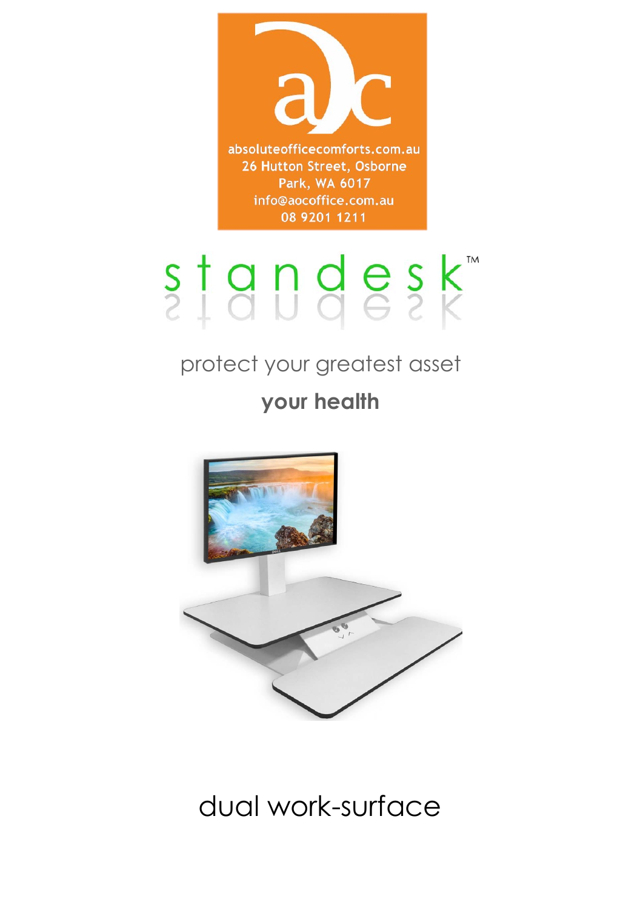absoluteofficecomforts.com.au
26 Hutton Street, Osborne Park, WA 6017
info@aocoffice.com.au
08 9201 1211

# standesk™

protect your greatest asset

**your health**

## dual work-surface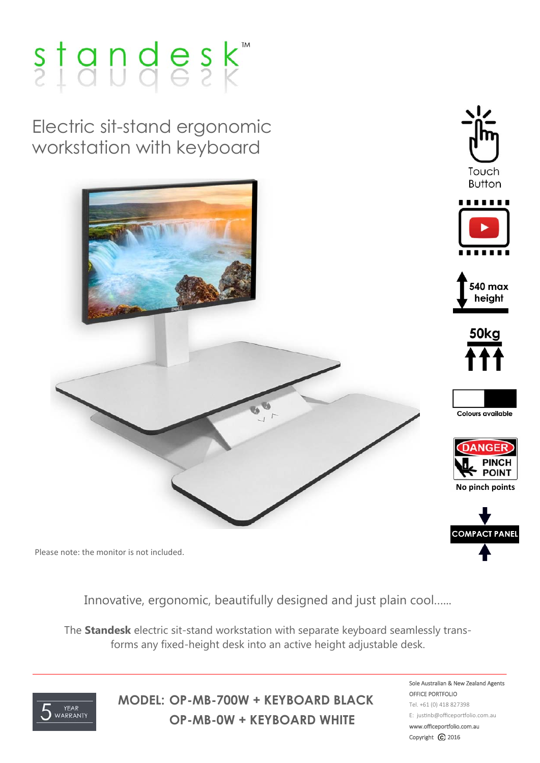# standesk™

## Electric sit-stand ergonomic workstation with keyboard

Touch Button

540 max height

50kg

Colours available

DANGER PINCH POINT

No pinch points

COMPACT PANEL

Please note: the monitor is not included.

Innovative, ergonomic, beautifully designed and just plain cool......

The **Standesk** electric sit-stand workstation with separate keyboard seamlessly transforms any fixed-height desk into an active height adjustable desk.

---

5 YEAR WARRANTY

**MODEL: OP-MB-700W + KEYBOARD BLACK**

**OP-MB-0W + KEYBOARD WHITE**

Sole Australian & New Zealand Agents
OFFICE PORTFOLIO
Tel. +61 (0) 418 827398
E: justinb@officeportfolio.com.au
www.officeportfolio.com.au
Copyright © 2016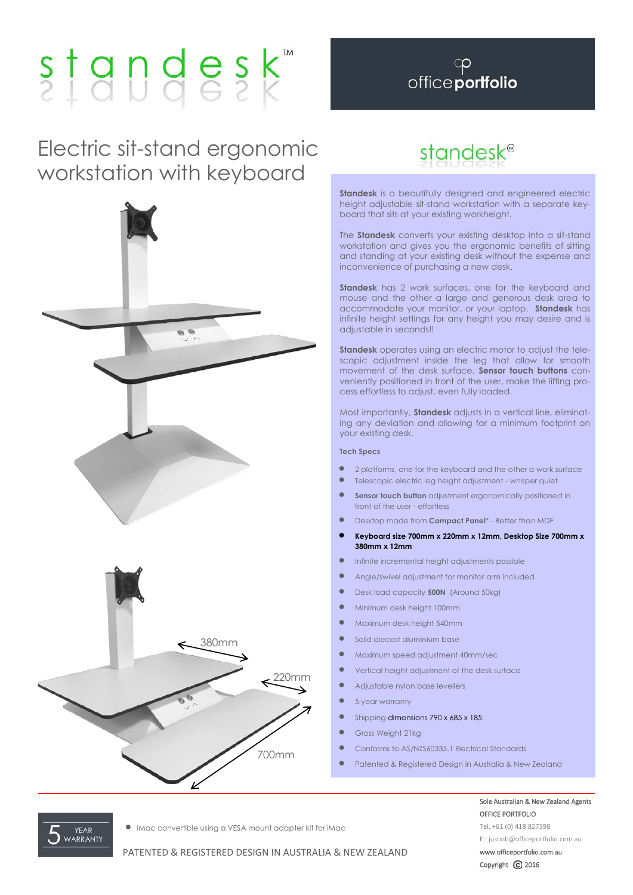# standesk™

office**portfolio**

## Electric sit-stand ergonomic workstation with keyboard

380mm

220mm

700mm

standesk®

**Standesk** is a beautifully designed and engineered electric height adjustable sit-stand workstation with a separate keyboard that sits at your existing workheight.

The **Standesk** converts your existing desktop into a sit-stand workstation and gives you the ergonomic benefits of sitting and standing at your existing desk without the expense and inconvenience of purchasing a new desk.

**Standesk** has 2 work surfaces, one for the keyboard and mouse and the other a large and generous desk area to accommodate your monitor, or your laptop. **Standesk** has infinite height settings for any height you may desire and is adjustable in seconds!!

**Standesk** operates using an electric motor to adjust the telescopic adjustment inside the leg that allow for smooth movement of the desk surface. **Sensor touch buttons** conveniently positioned in front of the user, make the lifting process effortless to adjust, even fully loaded.

Most importantly, **Standesk** adjusts in a vertical line, eliminating any deviation and allowing for a minimum footprint on your existing desk.

### Tech Specs

- 2 platforms, one for the keyboard and the other a work surface
- Telescopic electric leg height adjustment - whisper quiet
- **Sensor touch button** adjustment ergonomically positioned in front of the user - effortless
- Desktop made from **Compact Panel*** - Better than MDF
- **Keyboard size 700mm x 220mm x 12mm, Desktop Size 700mm x 380mm x 12mm**
- Infinite incremental height adjustments possible
- Angle/swivel adjustment for monitor arm included
- Desk load capacity **500N** (Around 50kg)
- Minimum desk height 100mm
- Maximum desk height 540mm
- Solid diecast aluminium base
- Maximum speed adjustment 40mm/sec
- Vertical height adjustment of the desk surface
- Adjustable nylon base levellers
- 5 year warranty
- Shipping dimensions 790 x 685 x 185
- Gross Weight 21kg
- Conforms to AS/NZS60335.1 Electrical Standards
- Patented & Registered Design in Australia & New Zealand

5 YEAR WARRANTY

- IMac convertible using a VESA mount adapter kit for iMac

PATENTED & REGISTERED DESIGN IN AUSTRALIA & NEW ZEALAND

Sole Australian & New Zealand Agents
OFFICE PORTFOLIO
Tel. +61 (0) 418 827398
E: justinb@officeportfolio.com.au
www.officeportfolio.com.au
Copyright © 2016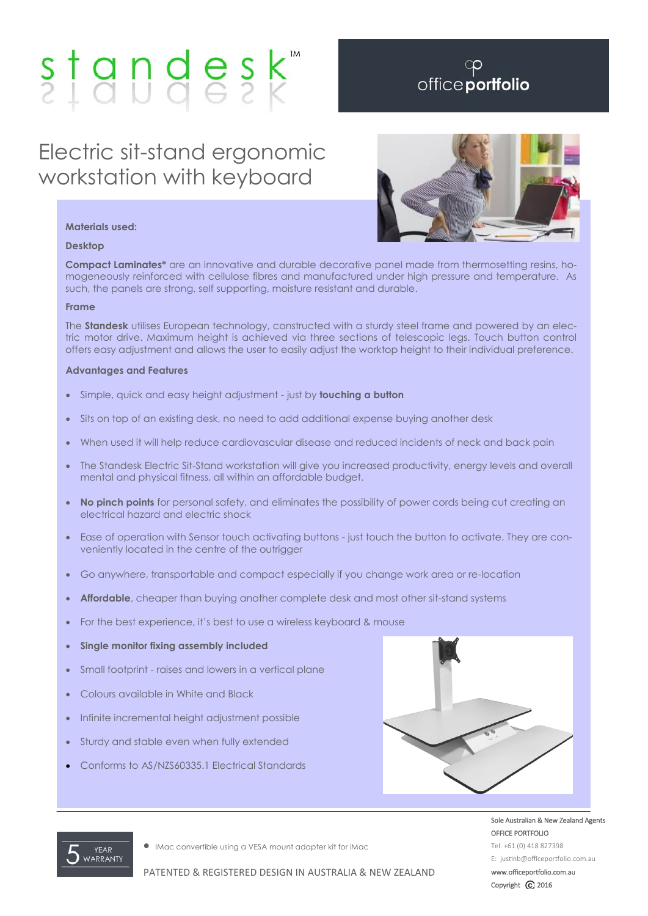# standesk™

officeportfolio

## Electric sit-stand ergonomic workstation with keyboard

**Materials used:**

**Desktop**

**Compact Laminates*** are an innovative and durable decorative panel made from thermosetting resins, homogeneously reinforced with cellulose fibres and manufactured under high pressure and temperature. As such, the panels are strong, self supporting, moisture resistant and durable.

**Frame**

The **Standesk** utilises European technology, constructed with a sturdy steel frame and powered by an electric motor drive. Maximum height is achieved via three sections of telescopic legs. Touch button control offers easy adjustment and allows the user to easily adjust the worktop height to their individual preference.

**Advantages and Features**

- Simple, quick and easy height adjustment - just by **touching a button**
- Sits on top of an existing desk, no need to add additional expense buying another desk
- When used it will help reduce cardiovascular disease and reduced incidents of neck and back pain
- The Standesk Electric Sit-Stand workstation will give you increased productivity, energy levels and overall mental and physical fitness, all within an affordable budget.
- **No pinch points** for personal safety, and eliminates the possibility of power cords being cut creating an electrical hazard and electric shock
- Ease of operation with Sensor touch activating buttons - just touch the button to activate. They are conveniently located in the centre of the outrigger
- Go anywhere, transportable and compact especially if you change work area or re-location
- **Affordable**, cheaper than buying another complete desk and most other sit-stand systems
- For the best experience, it's best to use a wireless keyboard & mouse
- **Single monitor fixing assembly included**
- Small footprint - raises and lowers in a vertical plane
- Colours available in White and Black
- Infinite incremental height adjustment possible
- Sturdy and stable even when fully extended
- Conforms to AS/NZS60335.1 Electrical Standards

5 YEAR WARRANTY

- IMac convertible using a VESA mount adapter kit for iMac

PATENTED & REGISTERED DESIGN IN AUSTRALIA & NEW ZEALAND

Sole Australian & New Zealand Agents
OFFICE PORTFOLIO
Tel. +61 (0) 418 827398
E: justinb@officeportfolio.com.au
www.officeportfolio.com.au
Copyright © 2016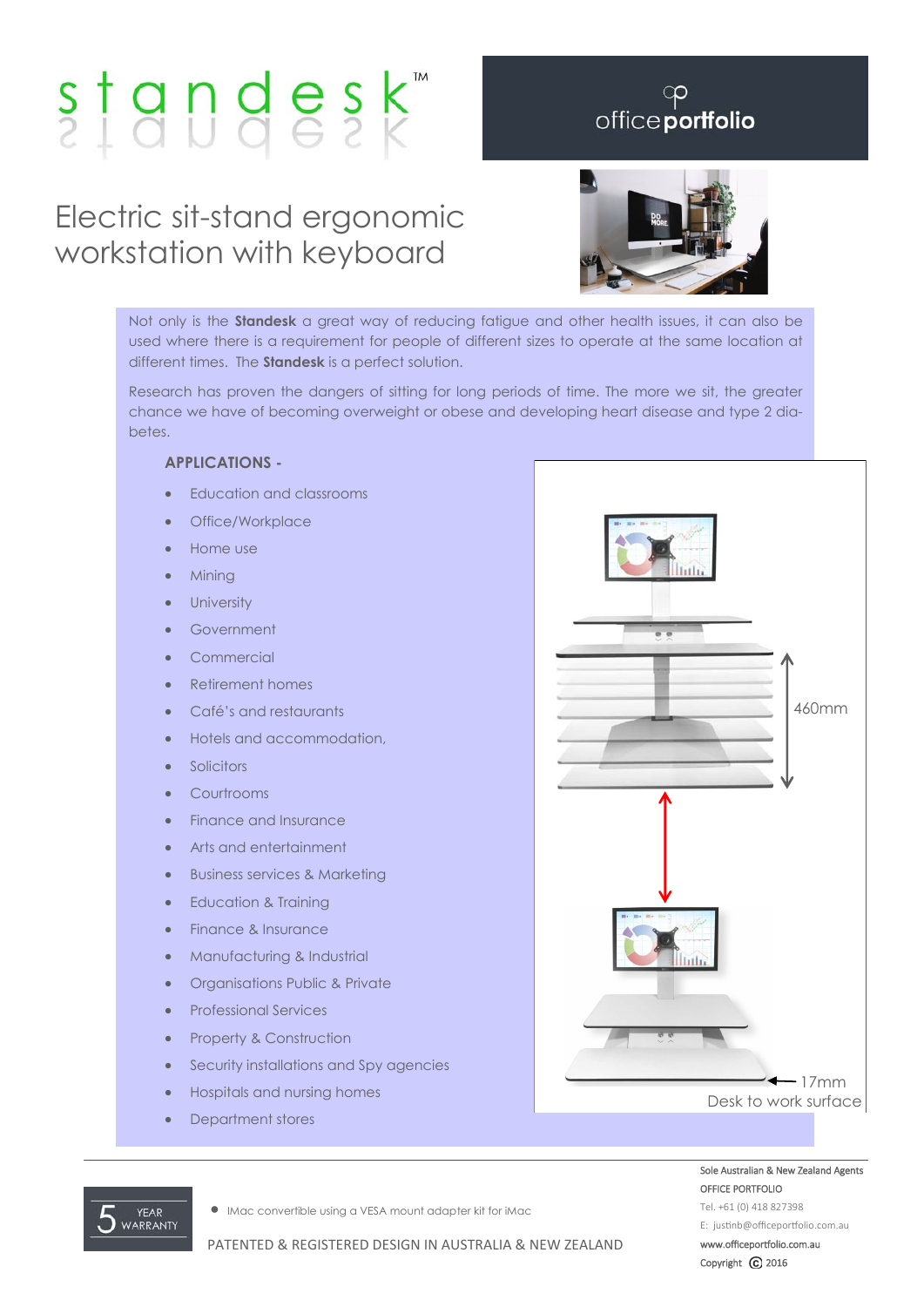# standesk™

office portfolio

## Electric sit-stand ergonomic workstation with keyboard

Not only is the **Standesk** a great way of reducing fatigue and other health issues, it can also be used where there is a requirement for people of different sizes to operate at the same location at different times. The **Standesk** is a perfect solution.

Research has proven the dangers of sitting for long periods of time. The more we sit, the greater chance we have of becoming overweight or obese and developing heart disease and type 2 diabetes.

### APPLICATIONS -

- Education and classrooms
- Office/Workplace
- Home use
- Mining
- University
- Government
- Commercial
- Retirement homes
- Café's and restaurants
- Hotels and accommodation,
- Solicitors
- Courtrooms
- Finance and Insurance
- Arts and entertainment
- Business services & Marketing
- Education & Training
- Finance & Insurance
- Manufacturing & Industrial
- Organisations Public & Private
- Professional Services
- Property & Construction
- Security installations and Spy agencies
- Hospitals and nursing homes
- Department stores

460mm

17mm
Desk to work surface

5 YEAR WARRANTY

- IMac convertible using a VESA mount adapter kit for iMac

PATENTED & REGISTERED DESIGN IN AUSTRALIA & NEW ZEALAND

Sole Australian & New Zealand Agents
OFFICE PORTFOLIO
Tel. +61 (0) 418 827398
E: justinb@officeportfolio.com.au
www.officeportfolio.com.au
Copyright © 2016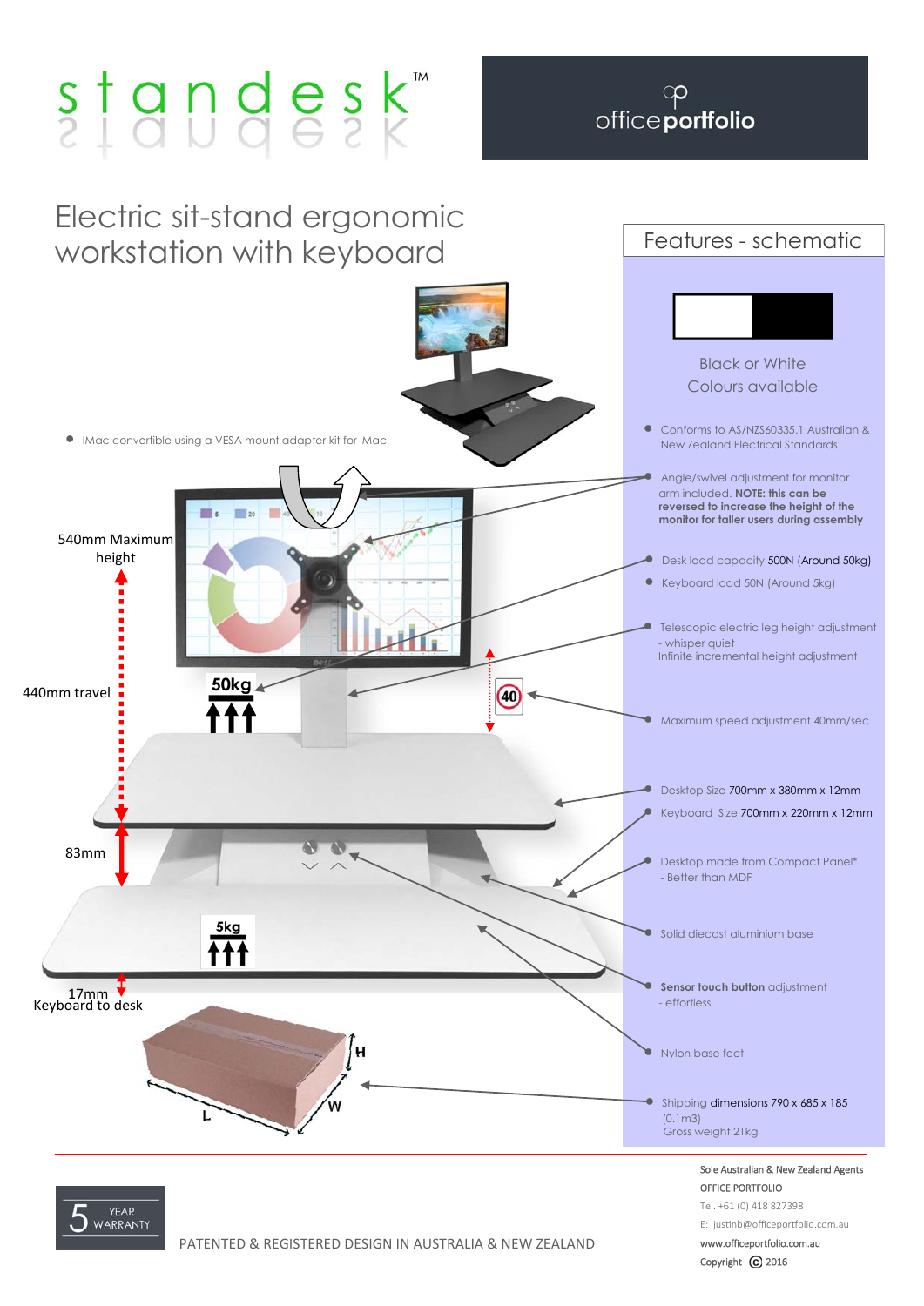# standesk™

officeportfolio

## Electric sit-stand ergonomic workstation with keyboard

- IMac convertible using a VESA mount adapter kit for iMac

540mm Maximum height

440mm travel

50kg

40

83mm

5kg

17mm
Keyboard to desk

H

W

L

## Features - schematic

Black or White
Colours available

- Conforms to AS/NZS60335.1 Australian & New Zealand Electrical Standards
- Angle/swivel adjustment for monitor arm included. **NOTE: this can be reversed to increase the height of the monitor for taller users during assembly**
- Desk load capacity 500N (Around 50kg)
- Keyboard load 50N (Around 5kg)
- Telescopic electric leg height adjustment - whisper quiet
  Infinite incremental height adjustment
- Maximum speed adjustment 40mm/sec
- Desktop Size 700mm x 380mm x 12mm
- Keyboard Size 700mm x 220mm x 12mm
- Desktop made from Compact Panel* - Better than MDF
- Solid diecast aluminium base
- **Sensor touch button** adjustment - effortless
- Nylon base feet
- Shipping dimensions 790 x 685 x 185 (0.1m3)
  Gross weight 21kg

5 YEAR WARRANTY

PATENTED & REGISTERED DESIGN IN AUSTRALIA & NEW ZEALAND

Sole Australian & New Zealand Agents
OFFICE PORTFOLIO
Tel. +61 (0) 418 827398
E: justinb@officeportfolio.com.au
www.officeportfolio.com.au
Copyright © 2016